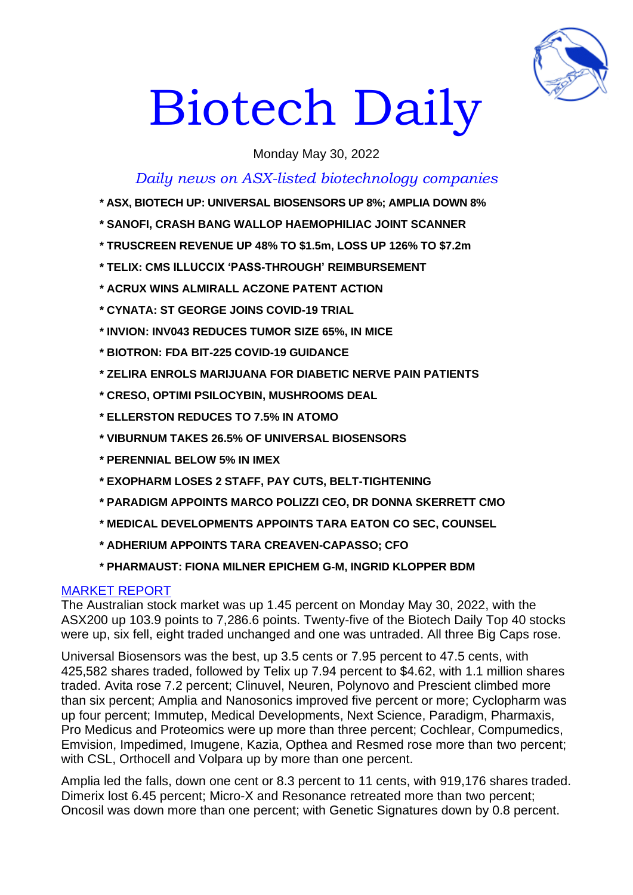# Biotech Daily

Monday May 30, 2022

*Daily news on ASX-listed biotechnology companies*

**\* ASX, BIOTECH UP: UNIVERSAL BIOSENSORS UP 8%; AMPLIA DOWN 8%**

**\* SANOFI, CRASH BANG WALLOP HAEMOPHILIAC JOINT SCANNER**

**\* TRUSCREEN REVENUE UP 48% TO $1.5m, LOSS UP 126% TO $7.2m**

**\* TELIX: CMS ILLUCCIX 'PASS-THROUGH' REIMBURSEMENT**

**\* ACRUX WINS ALMIRALL ACZONE PATENT ACTION**

**\* CYNATA: ST GEORGE JOINS COVID-19 TRIAL**

**\* INVION: INV043 REDUCES TUMOR SIZE 65%, IN MICE**

**\* BIOTRON: FDA BIT-225 COVID-19 GUIDANCE**

**\* ZELIRA ENROLS MARIJUANA FOR DIABETIC NERVE PAIN PATIENTS**

**\* CRESO, OPTIMI PSILOCYBIN, MUSHROOMS DEAL**

**\* ELLERSTON REDUCES TO 7.5% IN ATOMO**

**\* VIBURNUM TAKES 26.5% OF UNIVERSAL BIOSENSORS**

**\* PERENNIAL BELOW 5% IN IMEX**

**\* EXOPHARM LOSES 2 STAFF, PAY CUTS, BELT-TIGHTENING**

**\* PARADIGM APPOINTS MARCO POLIZZI CEO, DR DONNA SKERRETT CMO**

**\* MEDICAL DEVELOPMENTS APPOINTS TARA EATON CO SEC, COUNSEL**

**\* ADHERIUM APPOINTS TARA CREAVEN-CAPASSO; CFO**

**\* PHARMAUST: FIONA MILNER EPICHEM G-M, INGRID KLOPPER BDM**

## MARKET REPORT

The Australian stock market was up 1.45 percent on Monday May 30, 2022, with the ASX200 up 103.9 points to 7,286.6 points. Twenty-five of the Biotech Daily Top 40 stocks were up, six fell, eight traded unchanged and one was untraded. All three Big Caps rose.

Universal Biosensors was the best, up 3.5 cents or 7.95 percent to 47.5 cents, with 425,582 shares traded, followed by Telix up 7.94 percent to $4.62, with 1.1 million shares traded. Avita rose 7.2 percent; Clinuvel, Neuren, Polynovo and Prescient climbed more than six percent; Amplia and Nanosonics improved five percent or more; Cyclopharm was up four percent; Immutep, Medical Developments, Next Science, Paradigm, Pharmaxis, Pro Medicus and Proteomics were up more than three percent; Cochlear, Compumedics, Emvision, Impedimed, Imugene, Kazia, Opthea and Resmed rose more than two percent; with CSL, Orthocell and Volpara up by more than one percent.

Amplia led the falls, down one cent or 8.3 percent to 11 cents, with 919,176 shares traded. Dimerix lost 6.45 percent; Micro-X and Resonance retreated more than two percent; Oncosil was down more than one percent; with Genetic Signatures down by 0.8 percent.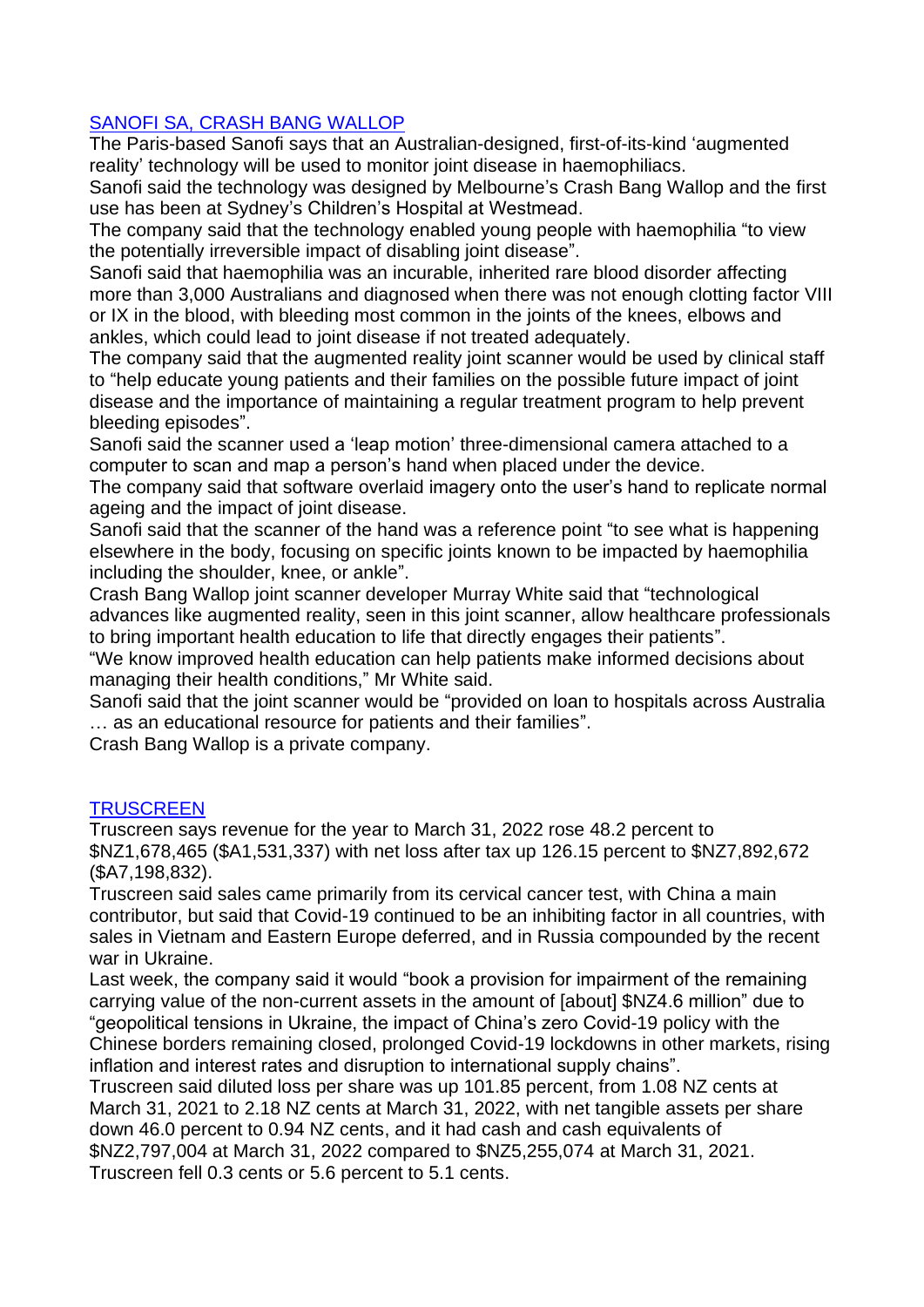## SANOFI SA, CRASH BANG WALLOP

The Paris-based Sanofi says that an Australian-designed, first-of-its-kind 'augmented reality' technology will be used to monitor joint disease in haemophiliacs.

Sanofi said the technology was designed by Melbourne's Crash Bang Wallop and the first use has been at Sydney's Children's Hospital at Westmead.

The company said that the technology enabled young people with haemophilia "to view the potentially irreversible impact of disabling joint disease".

Sanofi said that haemophilia was an incurable, inherited rare blood disorder affecting more than 3,000 Australians and diagnosed when there was not enough clotting factor VIII or IX in the blood, with bleeding most common in the joints of the knees, elbows and ankles, which could lead to joint disease if not treated adequately.

The company said that the augmented reality joint scanner would be used by clinical staff to "help educate young patients and their families on the possible future impact of joint disease and the importance of maintaining a regular treatment program to help prevent bleeding episodes".

Sanofi said the scanner used a 'leap motion' three-dimensional camera attached to a computer to scan and map a person's hand when placed under the device.

The company said that software overlaid imagery onto the user's hand to replicate normal ageing and the impact of joint disease.

Sanofi said that the scanner of the hand was a reference point "to see what is happening elsewhere in the body, focusing on specific joints known to be impacted by haemophilia including the shoulder, knee, or ankle".

Crash Bang Wallop joint scanner developer Murray White said that "technological advances like augmented reality, seen in this joint scanner, allow healthcare professionals to bring important health education to life that directly engages their patients".

"We know improved health education can help patients make informed decisions about managing their health conditions," Mr White said.

Sanofi said that the joint scanner would be "provided on loan to hospitals across Australia … as an educational resource for patients and their families".

Crash Bang Wallop is a private company.

## TRUSCREEN

Truscreen says revenue for the year to March 31, 2022 rose 48.2 percent to $NZ1,678,465 ($A1,531,337) with net loss after tax up 126.15 percent to $NZ7,892,672 ($A7,198,832).

Truscreen said sales came primarily from its cervical cancer test, with China a main contributor, but said that Covid-19 continued to be an inhibiting factor in all countries, with sales in Vietnam and Eastern Europe deferred, and in Russia compounded by the recent war in Ukraine.

Last week, the company said it would "book a provision for impairment of the remaining carrying value of the non-current assets in the amount of [about] $NZ4.6 million" due to "geopolitical tensions in Ukraine, the impact of China's zero Covid-19 policy with the Chinese borders remaining closed, prolonged Covid-19 lockdowns in other markets, rising inflation and interest rates and disruption to international supply chains".

Truscreen said diluted loss per share was up 101.85 percent, from 1.08 NZ cents at March 31, 2021 to 2.18 NZ cents at March 31, 2022, with net tangible assets per share down 46.0 percent to 0.94 NZ cents, and it had cash and cash equivalents of $NZ2,797,004 at March 31, 2022 compared to $NZ5,255,074 at March 31, 2021.

Truscreen fell 0.3 cents or 5.6 percent to 5.1 cents.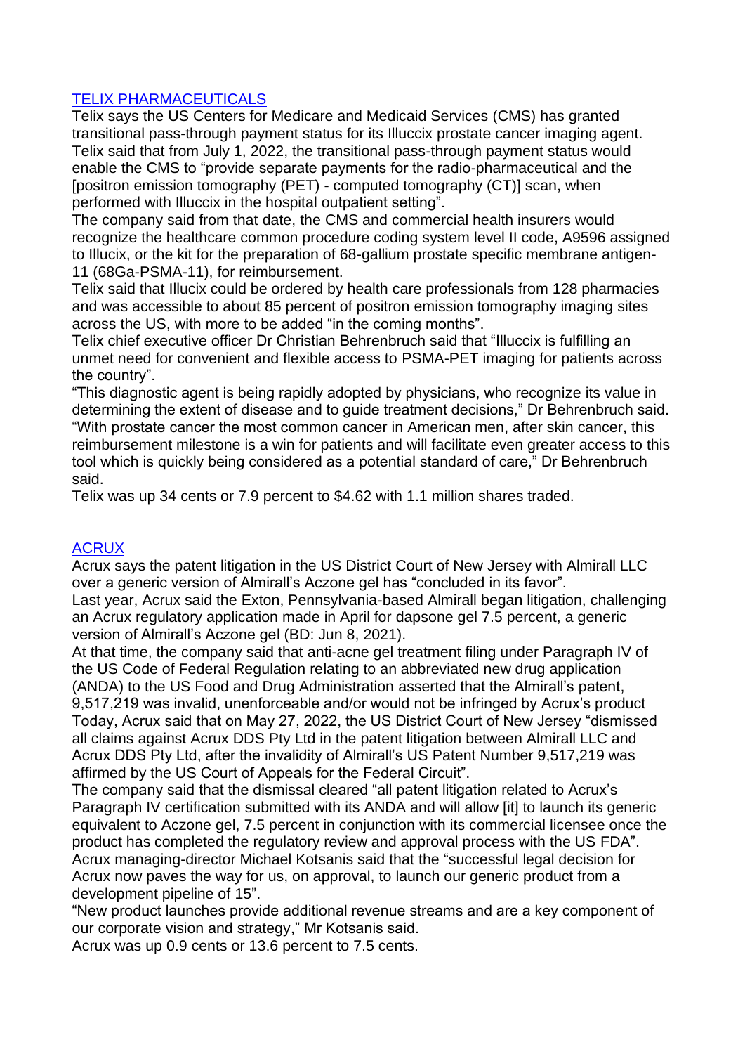## TELIX PHARMACEUTICALS

Telix says the US Centers for Medicare and Medicaid Services (CMS) has granted transitional pass-through payment status for its Illuccix prostate cancer imaging agent.

Telix said that from July 1, 2022, the transitional pass-through payment status would enable the CMS to "provide separate payments for the radio-pharmaceutical and the [positron emission tomography (PET) - computed tomography (CT)] scan, when performed with Illuccix in the hospital outpatient setting".

The company said from that date, the CMS and commercial health insurers would recognize the healthcare common procedure coding system level II code, A9596 assigned to Illucix, or the kit for the preparation of 68-gallium prostate specific membrane antigen-11 (68Ga-PSMA-11), for reimbursement.

Telix said that Illucix could be ordered by health care professionals from 128 pharmacies and was accessible to about 85 percent of positron emission tomography imaging sites across the US, with more to be added "in the coming months".

Telix chief executive officer Dr Christian Behrenbruch said that "Illuccix is fulfilling an unmet need for convenient and flexible access to PSMA-PET imaging for patients across the country".

"This diagnostic agent is being rapidly adopted by physicians, who recognize its value in determining the extent of disease and to guide treatment decisions," Dr Behrenbruch said.

"With prostate cancer the most common cancer in American men, after skin cancer, this reimbursement milestone is a win for patients and will facilitate even greater access to this tool which is quickly being considered as a potential standard of care," Dr Behrenbruch said.

Telix was up 34 cents or 7.9 percent to $4.62 with 1.1 million shares traded.

## ACRUX

Acrux says the patent litigation in the US District Court of New Jersey with Almirall LLC over a generic version of Almirall's Aczone gel has "concluded in its favor".

Last year, Acrux said the Exton, Pennsylvania-based Almirall began litigation, challenging an Acrux regulatory application made in April for dapsone gel 7.5 percent, a generic version of Almirall's Aczone gel (BD: Jun 8, 2021).

At that time, the company said that anti-acne gel treatment filing under Paragraph IV of the US Code of Federal Regulation relating to an abbreviated new drug application (ANDA) to the US Food and Drug Administration asserted that the Almirall's patent, 9,517,219 was invalid, unenforceable and/or would not be infringed by Acrux's product

Today, Acrux said that on May 27, 2022, the US District Court of New Jersey "dismissed all claims against Acrux DDS Pty Ltd in the patent litigation between Almirall LLC and Acrux DDS Pty Ltd, after the invalidity of Almirall's US Patent Number 9,517,219 was affirmed by the US Court of Appeals for the Federal Circuit".

The company said that the dismissal cleared "all patent litigation related to Acrux's Paragraph IV certification submitted with its ANDA and will allow [it] to launch its generic equivalent to Aczone gel, 7.5 percent in conjunction with its commercial licensee once the product has completed the regulatory review and approval process with the US FDA".

Acrux managing-director Michael Kotsanis said that the "successful legal decision for Acrux now paves the way for us, on approval, to launch our generic product from a development pipeline of 15".

"New product launches provide additional revenue streams and are a key component of our corporate vision and strategy," Mr Kotsanis said.

Acrux was up 0.9 cents or 13.6 percent to 7.5 cents.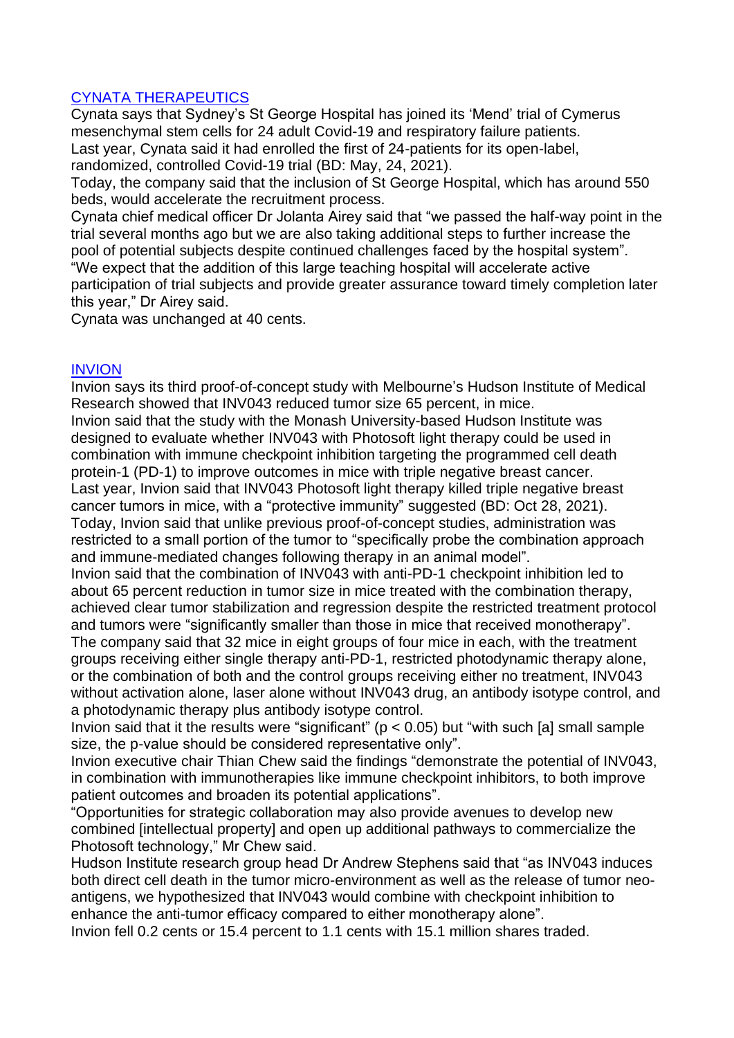## CYNATA THERAPEUTICS

Cynata says that Sydney's St George Hospital has joined its 'Mend' trial of Cymerus mesenchymal stem cells for 24 adult Covid-19 and respiratory failure patients.

Last year, Cynata said it had enrolled the first of 24-patients for its open-label, randomized, controlled Covid-19 trial (BD: May, 24, 2021).

Today, the company said that the inclusion of St George Hospital, which has around 550 beds, would accelerate the recruitment process.

Cynata chief medical officer Dr Jolanta Airey said that "we passed the half-way point in the trial several months ago but we are also taking additional steps to further increase the pool of potential subjects despite continued challenges faced by the hospital system".

"We expect that the addition of this large teaching hospital will accelerate active participation of trial subjects and provide greater assurance toward timely completion later this year," Dr Airey said.

Cynata was unchanged at 40 cents.

## INVION

Invion says its third proof-of-concept study with Melbourne's Hudson Institute of Medical Research showed that INV043 reduced tumor size 65 percent, in mice.

Invion said that the study with the Monash University-based Hudson Institute was designed to evaluate whether INV043 with Photosoft light therapy could be used in combination with immune checkpoint inhibition targeting the programmed cell death protein-1 (PD-1) to improve outcomes in mice with triple negative breast cancer.

Last year, Invion said that INV043 Photosoft light therapy killed triple negative breast cancer tumors in mice, with a "protective immunity" suggested (BD: Oct 28, 2021).

Today, Invion said that unlike previous proof-of-concept studies, administration was restricted to a small portion of the tumor to "specifically probe the combination approach and immune-mediated changes following therapy in an animal model".

Invion said that the combination of INV043 with anti-PD-1 checkpoint inhibition led to about 65 percent reduction in tumor size in mice treated with the combination therapy, achieved clear tumor stabilization and regression despite the restricted treatment protocol and tumors were "significantly smaller than those in mice that received monotherapy".

The company said that 32 mice in eight groups of four mice in each, with the treatment groups receiving either single therapy anti-PD-1, restricted photodynamic therapy alone, or the combination of both and the control groups receiving either no treatment, INV043 without activation alone, laser alone without INV043 drug, an antibody isotype control, and a photodynamic therapy plus antibody isotype control.

Invion said that it the results were "significant" ($p < 0.05$) but "with such [a] small sample size, the p-value should be considered representative only".

Invion executive chair Thian Chew said the findings "demonstrate the potential of INV043, in combination with immunotherapies like immune checkpoint inhibitors, to both improve patient outcomes and broaden its potential applications".

"Opportunities for strategic collaboration may also provide avenues to develop new combined [intellectual property] and open up additional pathways to commercialize the Photosoft technology," Mr Chew said.

Hudson Institute research group head Dr Andrew Stephens said that "as INV043 induces both direct cell death in the tumor micro-environment as well as the release of tumor neo-antigens, we hypothesized that INV043 would combine with checkpoint inhibition to enhance the anti-tumor efficacy compared to either monotherapy alone".

Invion fell 0.2 cents or 15.4 percent to 1.1 cents with 15.1 million shares traded.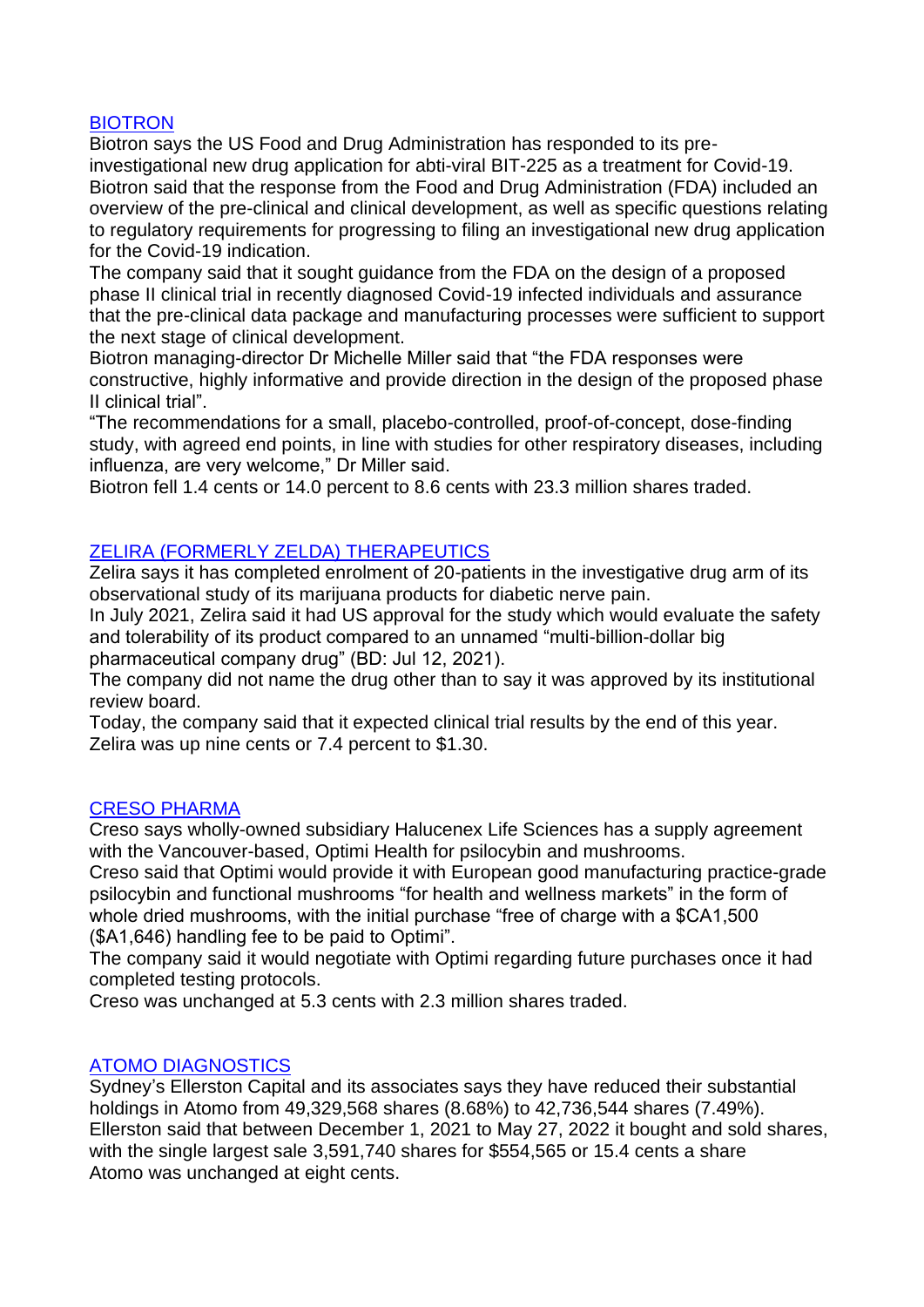## [BIOTRON]

Biotron says the US Food and Drug Administration has responded to its pre-investigational new drug application for abti-viral BIT-225 as a treatment for Covid-19.

Biotron said that the response from the Food and Drug Administration (FDA) included an overview of the pre-clinical and clinical development, as well as specific questions relating to regulatory requirements for progressing to filing an investigational new drug application for the Covid-19 indication.

The company said that it sought guidance from the FDA on the design of a proposed phase II clinical trial in recently diagnosed Covid-19 infected individuals and assurance that the pre-clinical data package and manufacturing processes were sufficient to support the next stage of clinical development.

Biotron managing-director Dr Michelle Miller said that "the FDA responses were constructive, highly informative and provide direction in the design of the proposed phase II clinical trial".

"The recommendations for a small, placebo-controlled, proof-of-concept, dose-finding study, with agreed end points, in line with studies for other respiratory diseases, including influenza, are very welcome," Dr Miller said.

Biotron fell 1.4 cents or 14.0 percent to 8.6 cents with 23.3 million shares traded.

## [ZELIRA (FORMERLY ZELDA) THERAPEUTICS]

Zelira says it has completed enrolment of 20-patients in the investigative drug arm of its observational study of its marijuana products for diabetic nerve pain.

In July 2021, Zelira said it had US approval for the study which would evaluate the safety and tolerability of its product compared to an unnamed "multi-billion-dollar big pharmaceutical company drug" (BD: Jul 12, 2021).

The company did not name the drug other than to say it was approved by its institutional review board.

Today, the company said that it expected clinical trial results by the end of this year.

Zelira was up nine cents or 7.4 percent to $1.30.

## [CRESO PHARMA]

Creso says wholly-owned subsidiary Halucenex Life Sciences has a supply agreement with the Vancouver-based, Optimi Health for psilocybin and mushrooms.

Creso said that Optimi would provide it with European good manufacturing practice-grade psilocybin and functional mushrooms "for health and wellness markets" in the form of whole dried mushrooms, with the initial purchase "free of charge with a $CA1,500 ($A1,646) handling fee to be paid to Optimi".

The company said it would negotiate with Optimi regarding future purchases once it had completed testing protocols.

Creso was unchanged at 5.3 cents with 2.3 million shares traded.

## [ATOMO DIAGNOSTICS]

Sydney's Ellerston Capital and its associates says they have reduced their substantial holdings in Atomo from 49,329,568 shares (8.68%) to 42,736,544 shares (7.49%).

Ellerston said that between December 1, 2021 to May 27, 2022 it bought and sold shares, with the single largest sale 3,591,740 shares for $554,565 or 15.4 cents a share

Atomo was unchanged at eight cents.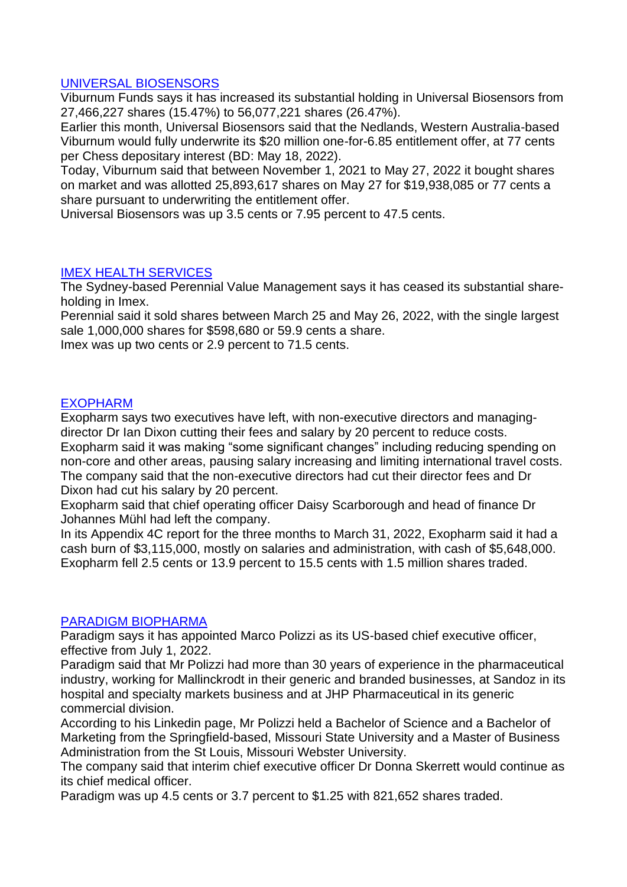[UNIVERSAL BIOSENSORS](#)

Viburnum Funds says it has increased its substantial holding in Universal Biosensors from 27,466,227 shares (15.47%) to 56,077,221 shares (26.47%).

Earlier this month, Universal Biosensors said that the Nedlands, Western Australia-based Viburnum would fully underwrite its $20 million one-for-6.85 entitlement offer, at 77 cents per Chess depositary interest (BD: May 18, 2022).

Today, Viburnum said that between November 1, 2021 to May 27, 2022 it bought shares on market and was allotted 25,893,617 shares on May 27 for $19,938,085 or 77 cents a share pursuant to underwriting the entitlement offer.

Universal Biosensors was up 3.5 cents or 7.95 percent to 47.5 cents.

[IMEX HEALTH SERVICES](#)

The Sydney-based Perennial Value Management says it has ceased its substantial shareholding in Imex.

Perennial said it sold shares between March 25 and May 26, 2022, with the single largest sale 1,000,000 shares for $598,680 or 59.9 cents a share.

Imex was up two cents or 2.9 percent to 71.5 cents.

[EXOPHARM](#)

Exopharm says two executives have left, with non-executive directors and managing-director Dr Ian Dixon cutting their fees and salary by 20 percent to reduce costs.

Exopharm said it was making "some significant changes" including reducing spending on non-core and other areas, pausing salary increasing and limiting international travel costs.

The company said that the non-executive directors had cut their director fees and Dr Dixon had cut his salary by 20 percent.

Exopharm said that chief operating officer Daisy Scarborough and head of finance Dr Johannes Mühl had left the company.

In its Appendix 4C report for the three months to March 31, 2022, Exopharm said it had a cash burn of $3,115,000, mostly on salaries and administration, with cash of $5,648,000.

Exopharm fell 2.5 cents or 13.9 percent to 15.5 cents with 1.5 million shares traded.

[PARADIGM BIOPHARMA](#)

Paradigm says it has appointed Marco Polizzi as its US-based chief executive officer, effective from July 1, 2022.

Paradigm said that Mr Polizzi had more than 30 years of experience in the pharmaceutical industry, working for Mallinckrodt in their generic and branded businesses, at Sandoz in its hospital and specialty markets business and at JHP Pharmaceutical in its generic commercial division.

According to his Linkedin page, Mr Polizzi held a Bachelor of Science and a Bachelor of Marketing from the Springfield-based, Missouri State University and a Master of Business Administration from the St Louis, Missouri Webster University.

The company said that interim chief executive officer Dr Donna Skerrett would continue as its chief medical officer.

Paradigm was up 4.5 cents or 3.7 percent to $1.25 with 821,652 shares traded.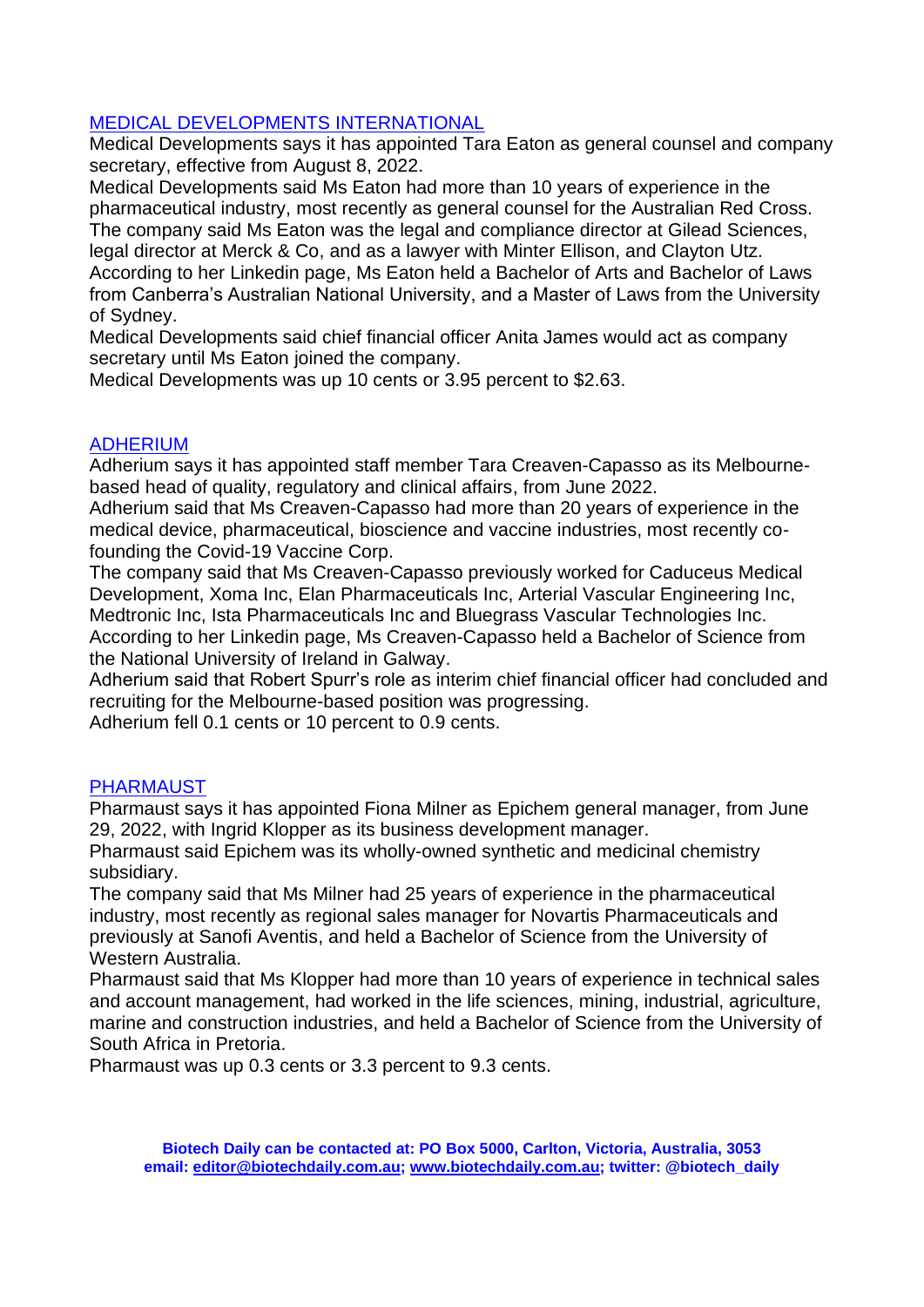## MEDICAL DEVELOPMENTS INTERNATIONAL

Medical Developments says it has appointed Tara Eaton as general counsel and company secretary, effective from August 8, 2022.

Medical Developments said Ms Eaton had more than 10 years of experience in the pharmaceutical industry, most recently as general counsel for the Australian Red Cross.

The company said Ms Eaton was the legal and compliance director at Gilead Sciences, legal director at Merck & Co, and as a lawyer with Minter Ellison, and Clayton Utz.

According to her Linkedin page, Ms Eaton held a Bachelor of Arts and Bachelor of Laws from Canberra's Australian National University, and a Master of Laws from the University of Sydney.

Medical Developments said chief financial officer Anita James would act as company secretary until Ms Eaton joined the company.

Medical Developments was up 10 cents or 3.95 percent to $2.63.

## ADHERIUM

Adherium says it has appointed staff member Tara Creaven-Capasso as its Melbourne-based head of quality, regulatory and clinical affairs, from June 2022.

Adherium said that Ms Creaven-Capasso had more than 20 years of experience in the medical device, pharmaceutical, bioscience and vaccine industries, most recently co-founding the Covid-19 Vaccine Corp.

The company said that Ms Creaven-Capasso previously worked for Caduceus Medical Development, Xoma Inc, Elan Pharmaceuticals Inc, Arterial Vascular Engineering Inc, Medtronic Inc, Ista Pharmaceuticals Inc and Bluegrass Vascular Technologies Inc.

According to her Linkedin page, Ms Creaven-Capasso held a Bachelor of Science from the National University of Ireland in Galway.

Adherium said that Robert Spurr's role as interim chief financial officer had concluded and recruiting for the Melbourne-based position was progressing.

Adherium fell 0.1 cents or 10 percent to 0.9 cents.

## PHARMAUST

Pharmaust says it has appointed Fiona Milner as Epichem general manager, from June 29, 2022, with Ingrid Klopper as its business development manager.

Pharmaust said Epichem was its wholly-owned synthetic and medicinal chemistry subsidiary.

The company said that Ms Milner had 25 years of experience in the pharmaceutical industry, most recently as regional sales manager for Novartis Pharmaceuticals and previously at Sanofi Aventis, and held a Bachelor of Science from the University of Western Australia.

Pharmaust said that Ms Klopper had more than 10 years of experience in technical sales and account management, had worked in the life sciences, mining, industrial, agriculture, marine and construction industries, and held a Bachelor of Science from the University of South Africa in Pretoria.

Pharmaust was up 0.3 cents or 3.3 percent to 9.3 cents.